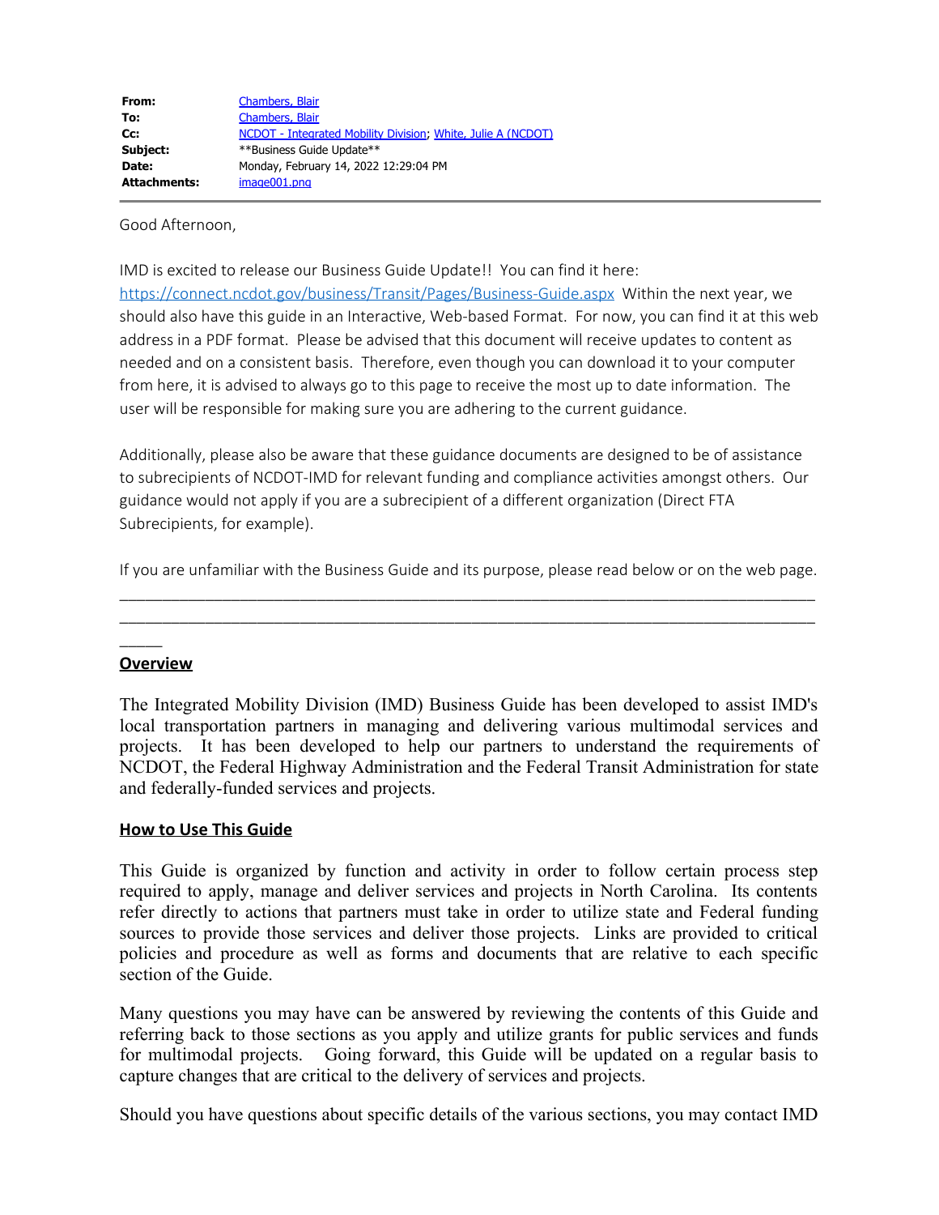| | |
|---|---|
| **From:** | Chambers, Blair |
| **To:** | Chambers, Blair |
| **Cc:** | NCDOT - Integrated Mobility Division; White, Julie A (NCDOT) |
| **Subject:** | **Business Guide Update** |
| **Date:** | Monday, February 14, 2022 12:29:04 PM |
| **Attachments:** | image001.png |

Good Afternoon,

IMD is excited to release our Business Guide Update!! You can find it here: https://connect.ncdot.gov/business/Transit/Pages/Business-Guide.aspx Within the next year, we should also have this guide in an Interactive, Web-based Format. For now, you can find it at this web address in a PDF format. Please be advised that this document will receive updates to content as needed and on a consistent basis. Therefore, even though you can download it to your computer from here, it is advised to always go to this page to receive the most up to date information. The user will be responsible for making sure you are adhering to the current guidance.

Additionally, please also be aware that these guidance documents are designed to be of assistance to subrecipients of NCDOT-IMD for relevant funding and compliance activities amongst others. Our guidance would not apply if you are a subrecipient of a different organization (Direct FTA Subrecipients, for example).

If you are unfamiliar with the Business Guide and its purpose, please read below or on the web page.

---

**Overview**

The Integrated Mobility Division (IMD) Business Guide has been developed to assist IMD's local transportation partners in managing and delivering various multimodal services and projects. It has been developed to help our partners to understand the requirements of NCDOT, the Federal Highway Administration and the Federal Transit Administration for state and federally-funded services and projects.

**How to Use This Guide**

This Guide is organized by function and activity in order to follow certain process step required to apply, manage and deliver services and projects in North Carolina. Its contents refer directly to actions that partners must take in order to utilize state and Federal funding sources to provide those services and deliver those projects. Links are provided to critical policies and procedure as well as forms and documents that are relative to each specific section of the Guide.

Many questions you may have can be answered by reviewing the contents of this Guide and referring back to those sections as you apply and utilize grants for public services and funds for multimodal projects. Going forward, this Guide will be updated on a regular basis to capture changes that are critical to the delivery of services and projects.

Should you have questions about specific details of the various sections, you may contact IMD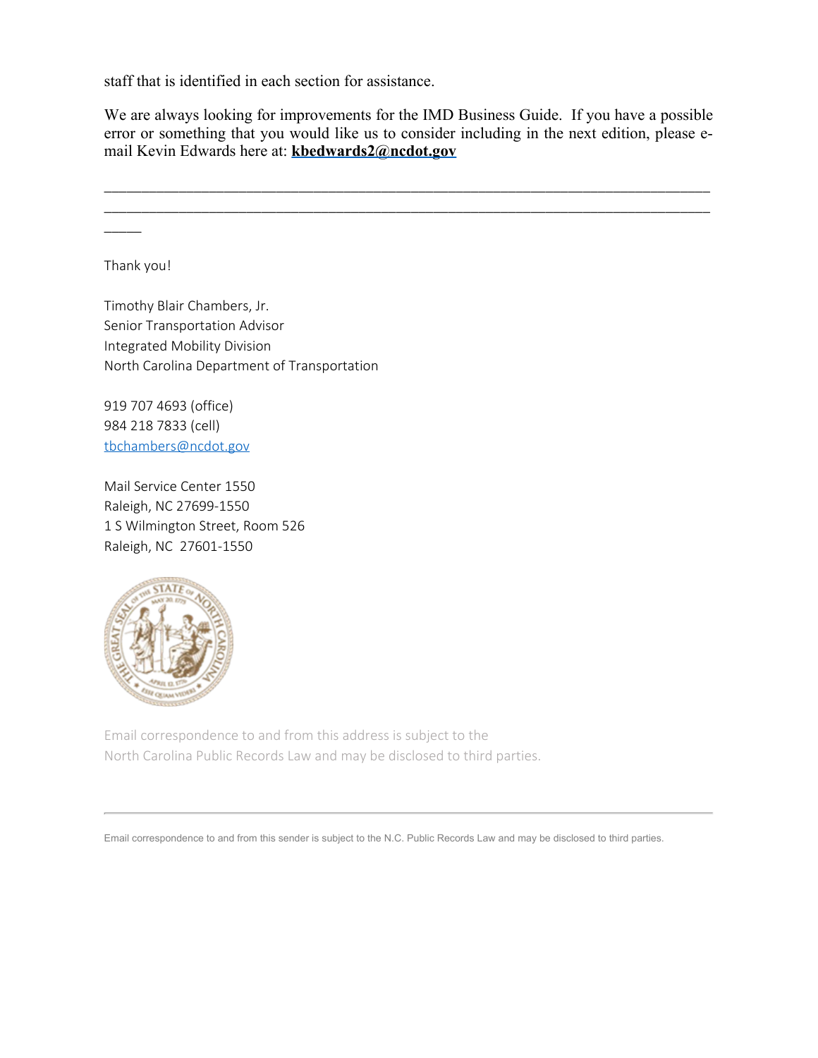staff that is identified in each section for assistance.

We are always looking for improvements for the IMD Business Guide. If you have a possible error or something that you would like us to consider including in the next edition, please e-mail Kevin Edwards here at: **kbedwards2@ncdot.gov**

---

Thank you!

Timothy Blair Chambers, Jr.
Senior Transportation Advisor
Integrated Mobility Division
North Carolina Department of Transportation

919 707 4693 (office)
984 218 7833 (cell)
tbchambers@ncdot.gov

Mail Service Center 1550
Raleigh, NC 27699-1550
1 S Wilmington Street, Room 526
Raleigh, NC 27601-1550

Email correspondence to and from this address is subject to the
North Carolina Public Records Law and may be disclosed to third parties.

---

Email correspondence to and from this sender is subject to the N.C. Public Records Law and may be disclosed to third parties.